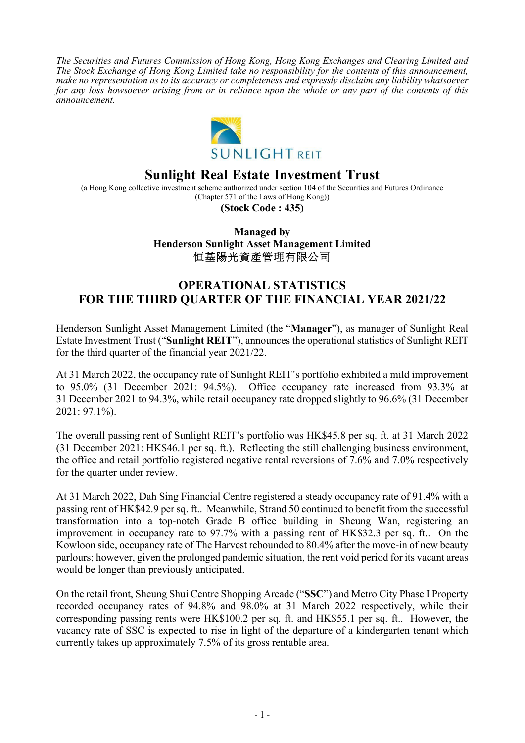*The Securities and Futures Commission of Hong Kong, Hong Kong Exchanges and Clearing Limited and The Stock Exchange of Hong Kong Limited take no responsibility for the contents of this announcement, make no representation as to its accuracy or completeness and expressly disclaim any liability whatsoever for any loss howsoever arising from or in reliance upon the whole or any part of the contents of this announcement.*

SUNLIGHT REIT

# Sunlight Real Estate Investment Trust

(a Hong Kong collective investment scheme authorized under section 104 of the Securities and Futures Ordinance (Chapter 571 of the Laws of Hong Kong))

**(Stock Code : 435)**

**Managed by**
**Henderson Sunlight Asset Management Limited**
**恒基陽光資產管理有限公司**

## OPERATIONAL STATISTICS FOR THE THIRD QUARTER OF THE FINANCIAL YEAR 2021/22

Henderson Sunlight Asset Management Limited (the "**Manager**"), as manager of Sunlight Real Estate Investment Trust ("**Sunlight REIT**"), announces the operational statistics of Sunlight REIT for the third quarter of the financial year 2021/22.

At 31 March 2022, the occupancy rate of Sunlight REIT's portfolio exhibited a mild improvement to 95.0% (31 December 2021: 94.5%). Office occupancy rate increased from 93.3% at 31 December 2021 to 94.3%, while retail occupancy rate dropped slightly to 96.6% (31 December 2021: 97.1%).

The overall passing rent of Sunlight REIT's portfolio was HK$45.8 per sq. ft. at 31 March 2022 (31 December 2021: HK$46.1 per sq. ft.). Reflecting the still challenging business environment, the office and retail portfolio registered negative rental reversions of 7.6% and 7.0% respectively for the quarter under review.

At 31 March 2022, Dah Sing Financial Centre registered a steady occupancy rate of 91.4% with a passing rent of HK$42.9 per sq. ft.. Meanwhile, Strand 50 continued to benefit from the successful transformation into a top-notch Grade B office building in Sheung Wan, registering an improvement in occupancy rate to 97.7% with a passing rent of HK$32.3 per sq. ft.. On the Kowloon side, occupancy rate of The Harvest rebounded to 80.4% after the move-in of new beauty parlours; however, given the prolonged pandemic situation, the rent void period for its vacant areas would be longer than previously anticipated.

On the retail front, Sheung Shui Centre Shopping Arcade ("**SSC**") and Metro City Phase I Property recorded occupancy rates of 94.8% and 98.0% at 31 March 2022 respectively, while their corresponding passing rents were HK$100.2 per sq. ft. and HK$55.1 per sq. ft.. However, the vacancy rate of SSC is expected to rise in light of the departure of a kindergarten tenant which currently takes up approximately 7.5% of its gross rentable area.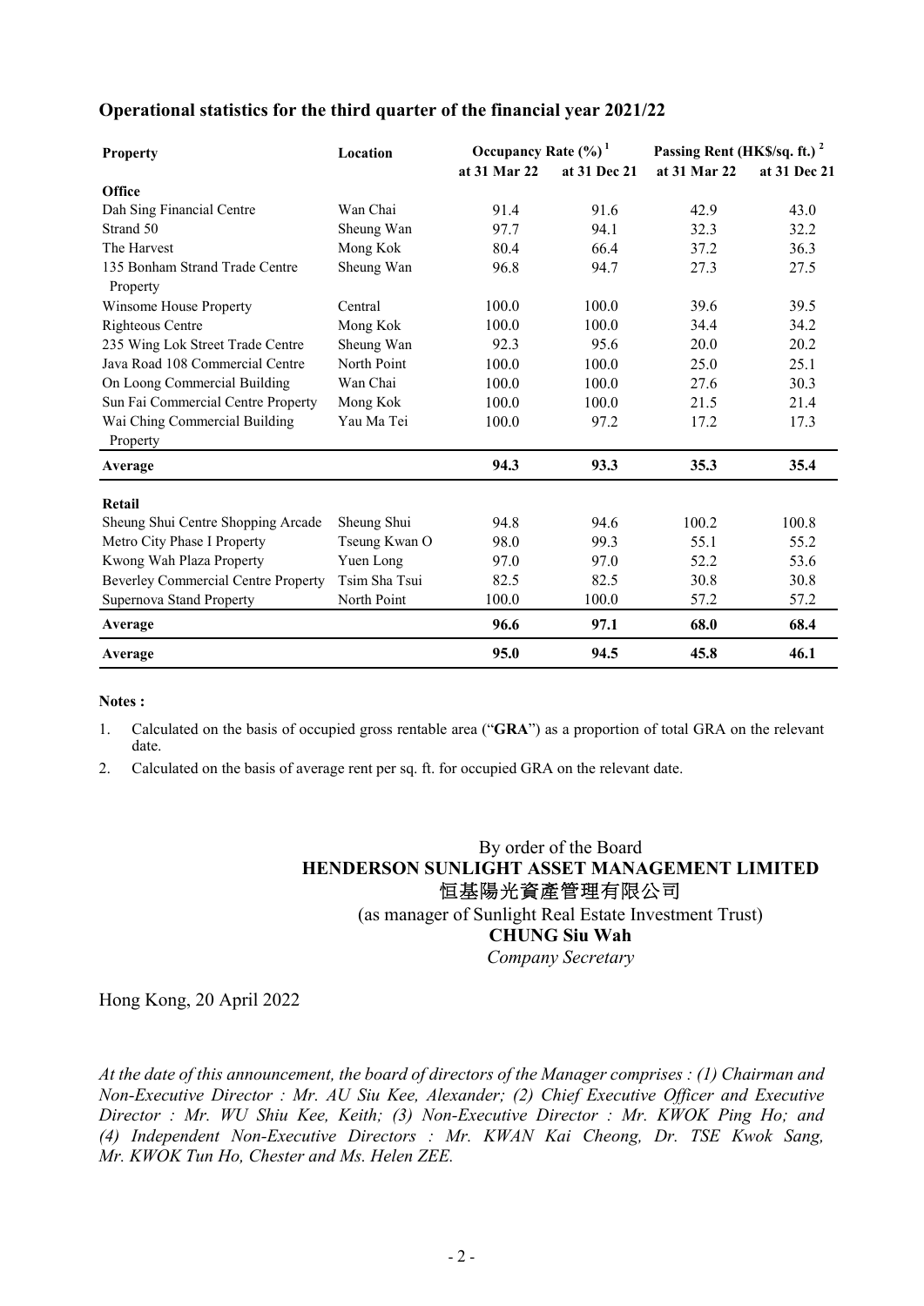### Operational statistics for the third quarter of the financial year 2021/22

| Property | Location | Occupancy Rate (%) [1] | | Passing Rent (HK$/sq. ft.) [2] | |
|---|---|---|---|---|---|
| | | at 31 Mar 22 | at 31 Dec 21 | at 31 Mar 22 | at 31 Dec 21 |
| **Office** | | | | | |
| Dah Sing Financial Centre | Wan Chai | 91.4 | 91.6 | 42.9 | 43.0 |
| Strand 50 | Sheung Wan | 97.7 | 94.1 | 32.3 | 32.2 |
| The Harvest | Mong Kok | 80.4 | 66.4 | 37.2 | 36.3 |
| 135 Bonham Strand Trade Centre Property | Sheung Wan | 96.8 | 94.7 | 27.3 | 27.5 |
| Winsome House Property | Central | 100.0 | 100.0 | 39.6 | 39.5 |
| Righteous Centre | Mong Kok | 100.0 | 100.0 | 34.4 | 34.2 |
| 235 Wing Lok Street Trade Centre | Sheung Wan | 92.3 | 95.6 | 20.0 | 20.2 |
| Java Road 108 Commercial Centre | North Point | 100.0 | 100.0 | 25.0 | 25.1 |
| On Loong Commercial Building | Wan Chai | 100.0 | 100.0 | 27.6 | 30.3 |
| Sun Fai Commercial Centre Property | Mong Kok | 100.0 | 100.0 | 21.5 | 21.4 |
| Wai Ching Commercial Building Property | Yau Ma Tei | 100.0 | 97.2 | 17.2 | 17.3 |
| **Average** | | **94.3** | **93.3** | **35.3** | **35.4** |
| **Retail** | | | | | |
| Sheung Shui Centre Shopping Arcade | Sheung Shui | 94.8 | 94.6 | 100.2 | 100.8 |
| Metro City Phase I Property | Tseung Kwan O | 98.0 | 99.3 | 55.1 | 55.2 |
| Kwong Wah Plaza Property | Yuen Long | 97.0 | 97.0 | 52.2 | 53.6 |
| Beverley Commercial Centre Property | Tsim Sha Tsui | 82.5 | 82.5 | 30.8 | 30.8 |
| Supernova Stand Property | North Point | 100.0 | 100.0 | 57.2 | 57.2 |
| **Average** | | **96.6** | **97.1** | **68.0** | **68.4** |
| **Average** | | **95.0** | **94.5** | **45.8** | **46.1** |

**Notes :**

1. Calculated on the basis of occupied gross rentable area ("**GRA**") as a proportion of total GRA on the relevant date.
2. Calculated on the basis of average rent per sq. ft. for occupied GRA on the relevant date.

By order of the Board
**HENDERSON SUNLIGHT ASSET MANAGEMENT LIMITED**
恒基陽光資產管理有限公司
(as manager of Sunlight Real Estate Investment Trust)
**CHUNG Siu Wah**
*Company Secretary*

Hong Kong, 20 April 2022

*At the date of this announcement, the board of directors of the Manager comprises : (1) Chairman and Non-Executive Director : Mr. AU Siu Kee, Alexander; (2) Chief Executive Officer and Executive Director : Mr. WU Shiu Kee, Keith; (3) Non-Executive Director : Mr. KWOK Ping Ho; and (4) Independent Non-Executive Directors : Mr. KWAN Kai Cheong, Dr. TSE Kwok Sang, Mr. KWOK Tun Ho, Chester and Ms. Helen ZEE.*